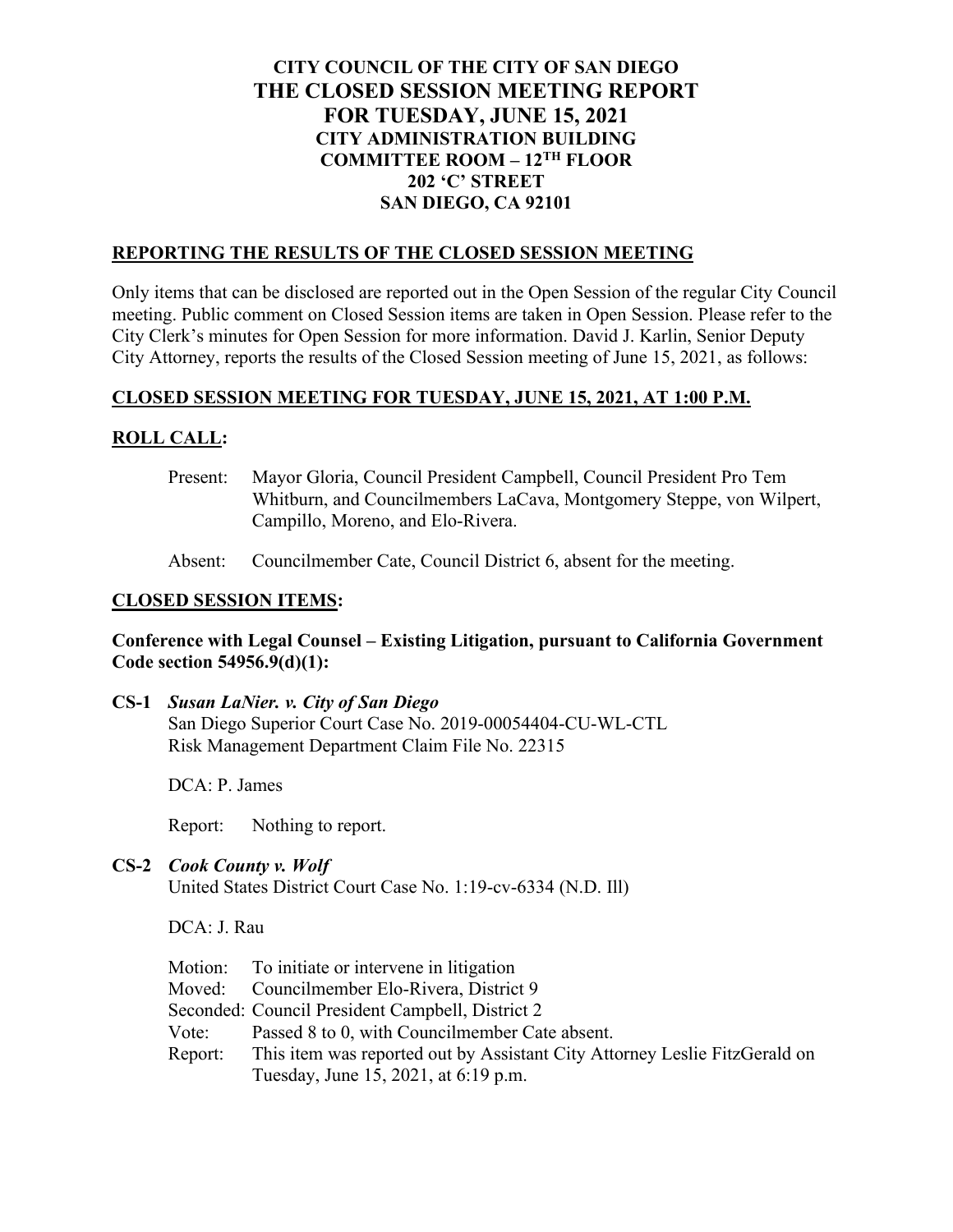**CITY COUNCIL OF THE CITY OF SAN DIEGO**

# THE CLOSED SESSION MEETING REPORT FOR TUESDAY, JUNE 15, 2021

**CITY ADMINISTRATION BUILDING**
**COMMITTEE ROOM – 12TH FLOOR**
**202 'C' STREET**
**SAN DIEGO, CA 92101**

## REPORTING THE RESULTS OF THE CLOSED SESSION MEETING

Only items that can be disclosed are reported out in the Open Session of the regular City Council meeting. Public comment on Closed Session items are taken in Open Session. Please refer to the City Clerk's minutes for Open Session for more information. David J. Karlin, Senior Deputy City Attorney, reports the results of the Closed Session meeting of June 15, 2021, as follows:

## CLOSED SESSION MEETING FOR TUESDAY, JUNE 15, 2021, AT 1:00 P.M.

## ROLL CALL:

Present: Mayor Gloria, Council President Campbell, Council President Pro Tem Whitburn, and Councilmembers LaCava, Montgomery Steppe, von Wilpert, Campillo, Moreno, and Elo-Rivera.

Absent: Councilmember Cate, Council District 6, absent for the meeting.

## CLOSED SESSION ITEMS:

**Conference with Legal Counsel – Existing Litigation, pursuant to California Government Code section 54956.9(d)(1):**

**CS-1** ***Susan LaNier. v. City of San Diego***
San Diego Superior Court Case No. 2019-00054404-CU-WL-CTL
Risk Management Department Claim File No. 22315

DCA: P. James

Report: Nothing to report.

**CS-2** ***Cook County v. Wolf***
United States District Court Case No. 1:19-cv-6334 (N.D. Ill)

DCA: J. Rau

Motion: To initiate or intervene in litigation
Moved: Councilmember Elo-Rivera, District 9
Seconded: Council President Campbell, District 2
Vote: Passed 8 to 0, with Councilmember Cate absent.
Report: This item was reported out by Assistant City Attorney Leslie FitzGerald on Tuesday, June 15, 2021, at 6:19 p.m.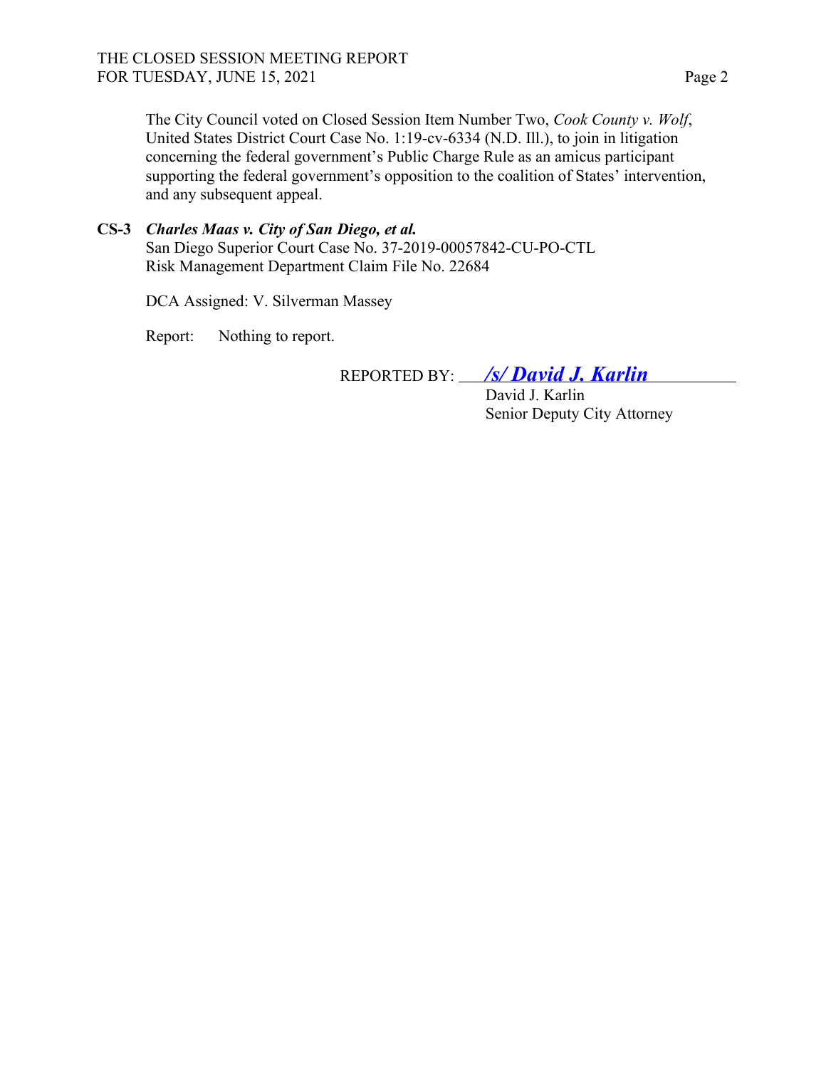The City Council voted on Closed Session Item Number Two, *Cook County v. Wolf*, United States District Court Case No. 1:19-cv-6334 (N.D. Ill.), to join in litigation concerning the federal government's Public Charge Rule as an amicus participant supporting the federal government's opposition to the coalition of States' intervention, and any subsequent appeal.

**CS-3** ***Charles Maas v. City of San Diego, et al.***
San Diego Superior Court Case No. 37-2019-00057842-CU-PO-CTL
Risk Management Department Claim File No. 22684

DCA Assigned: V. Silverman Massey

Report: Nothing to report.

REPORTED BY: ***/s/ David J. Karlin***
David J. Karlin
Senior Deputy City Attorney